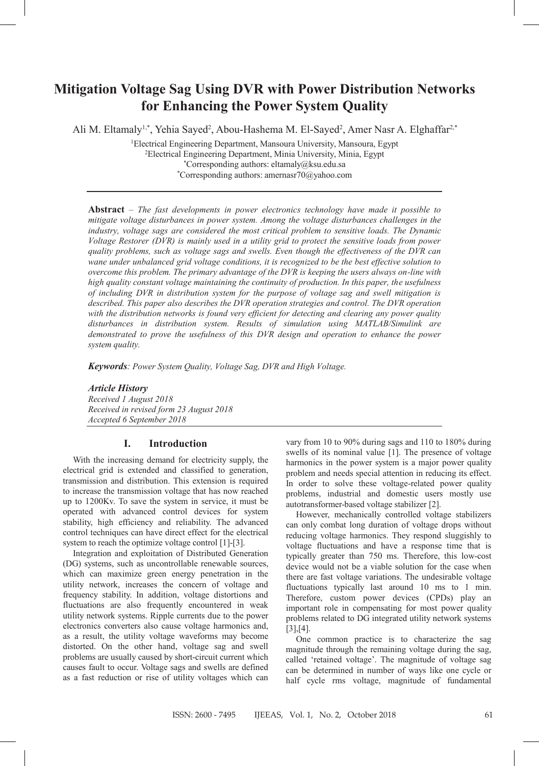# Mitigation Voltage Sag Using DVR with Power Distribution Networks for Enhancing the Power System Quality

Ali M. Eltamaly[1,*], Yehia Sayed[2], Abou-Hashema M. El-Sayed[2], Amer Nasr A. Elghaffar[2,*]

[1]Electrical Engineering Department, Mansoura University, Mansoura, Egypt
[2]Electrical Engineering Department, Minia University, Minia, Egypt
[*]Corresponding authors: eltamaly@ksu.edu.sa
[*]Corresponding authors: amernasr70@yahoo.com

**Abstract** – *The fast developments in power electronics technology have made it possible to mitigate voltage disturbances in power system. Among the voltage disturbances challenges in the industry, voltage sags are considered the most critical problem to sensitive loads. The Dynamic Voltage Restorer (DVR) is mainly used in a utility grid to protect the sensitive loads from power quality problems, such as voltage sags and swells. Even though the effectiveness of the DVR can wane under unbalanced grid voltage conditions, it is recognized to be the best effective solution to overcome this problem. The primary advantage of the DVR is keeping the users always on-line with high quality constant voltage maintaining the continuity of production. In this paper, the usefulness of including DVR in distribution system for the purpose of voltage sag and swell mitigation is described. This paper also describes the DVR operation strategies and control. The DVR operation with the distribution networks is found very efficient for detecting and clearing any power quality disturbances in distribution system. Results of simulation using MATLAB/Simulink are demonstrated to prove the usefulness of this DVR design and operation to enhance the power system quality.*

***Keywords****: Power System Quality, Voltage Sag, DVR and High Voltage.*

***Article History***
*Received 1 August 2018*
*Received in revised form 23 August 2018*
*Accepted 6 September 2018*

## I. Introduction

With the increasing demand for electricity supply, the electrical grid is extended and classified to generation, transmission and distribution. This extension is required to increase the transmission voltage that has now reached up to 1200Kv. To save the system in service, it must be operated with advanced control devices for system stability, high efficiency and reliability. The advanced control techniques can have direct effect for the electrical system to reach the optimize voltage control [1]-[3].

Integration and exploitation of Distributed Generation (DG) systems, such as uncontrollable renewable sources, which can maximize green energy penetration in the utility network, increases the concern of voltage and frequency stability. In addition, voltage distortions and fluctuations are also frequently encountered in weak utility network systems. Ripple currents due to the power electronics converters also cause voltage harmonics and, as a result, the utility voltage waveforms may become distorted. On the other hand, voltage sag and swell problems are usually caused by short-circuit current which causes fault to occur. Voltage sags and swells are defined as a fast reduction or rise of utility voltages which can vary from 10 to 90% during sags and 110 to 180% during swells of its nominal value [1]. The presence of voltage harmonics in the power system is a major power quality problem and needs special attention in reducing its effect. In order to solve these voltage-related power quality problems, industrial and domestic users mostly use autotransformer-based voltage stabilizer [2].

However, mechanically controlled voltage stabilizers can only combat long duration of voltage drops without reducing voltage harmonics. They respond sluggishly to voltage fluctuations and have a response time that is typically greater than 750 ms. Therefore, this low-cost device would not be a viable solution for the case when there are fast voltage variations. The undesirable voltage fluctuations typically last around 10 ms to 1 min. Therefore, custom power devices (CPDs) play an important role in compensating for most power quality problems related to DG integrated utility network systems [3],[4].

One common practice is to characterize the sag magnitude through the remaining voltage during the sag, called 'retained voltage'. The magnitude of voltage sag can be determined in number of ways like one cycle or half cycle rms voltage, magnitude of fundamental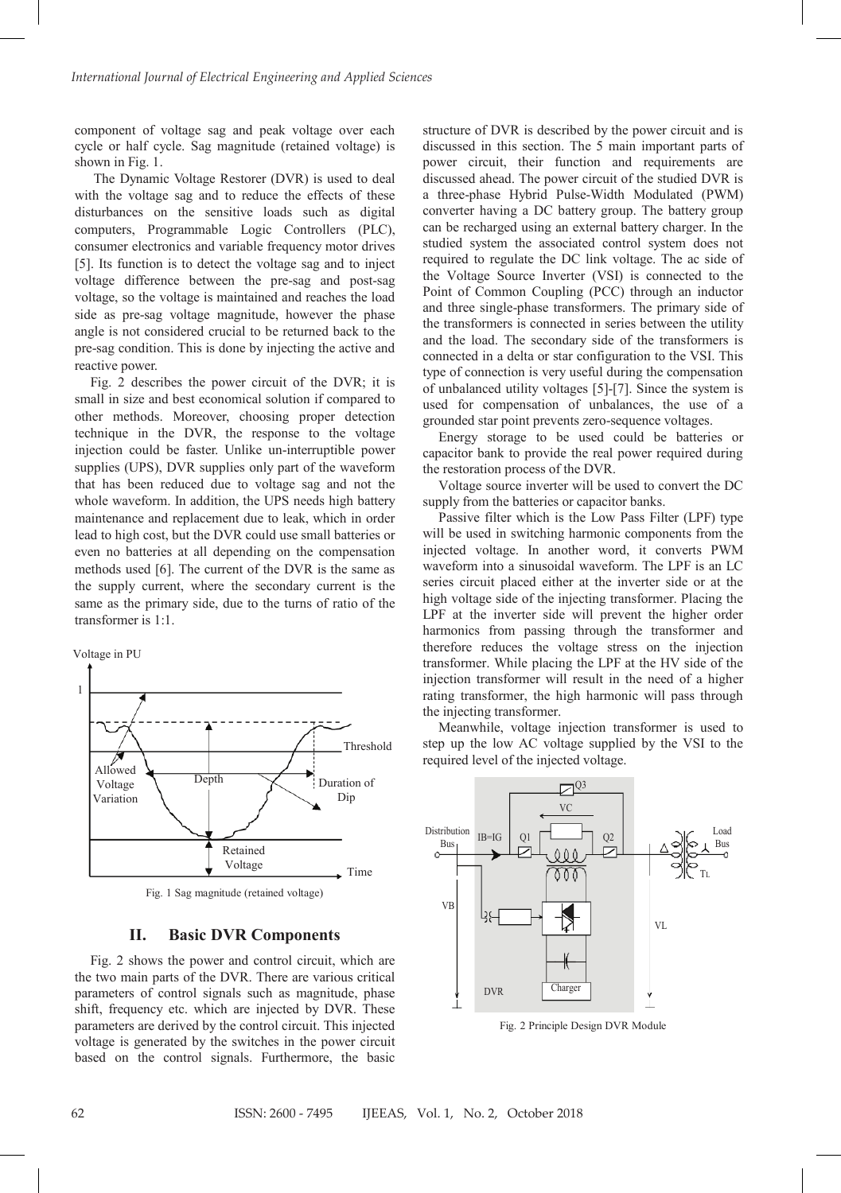component of voltage sag and peak voltage over each cycle or half cycle. Sag magnitude (retained voltage) is shown in Fig. 1.

The Dynamic Voltage Restorer (DVR) is used to deal with the voltage sag and to reduce the effects of these disturbances on the sensitive loads such as digital computers, Programmable Logic Controllers (PLC), consumer electronics and variable frequency motor drives [5]. Its function is to detect the voltage sag and to inject voltage difference between the pre-sag and post-sag voltage, so the voltage is maintained and reaches the load side as pre-sag voltage magnitude, however the phase angle is not considered crucial to be returned back to the pre-sag condition. This is done by injecting the active and reactive power.

Fig. 2 describes the power circuit of the DVR; it is small in size and best economical solution if compared to other methods. Moreover, choosing proper detection technique in the DVR, the response to the voltage injection could be faster. Unlike un-interruptible power supplies (UPS), DVR supplies only part of the waveform that has been reduced due to voltage sag and not the whole waveform. In addition, the UPS needs high battery maintenance and replacement due to leak, which in order lead to high cost, but the DVR could use small batteries or even no batteries at all depending on the compensation methods used [6]. The current of the DVR is the same as the supply current, where the secondary current is the same as the primary side, due to the turns of ratio of the transformer is 1:1.

Fig. 1 Sag magnitude (retained voltage)

## II. Basic DVR Components

Fig. 2 shows the power and control circuit, which are the two main parts of the DVR. There are various critical parameters of control signals such as magnitude, phase shift, frequency etc. which are injected by DVR. These parameters are derived by the control circuit. This injected voltage is generated by the switches in the power circuit based on the control signals. Furthermore, the basic structure of DVR is described by the power circuit and is discussed in this section. The 5 main important parts of power circuit, their function and requirements are discussed ahead. The power circuit of the studied DVR is a three-phase Hybrid Pulse-Width Modulated (PWM) converter having a DC battery group. The battery group can be recharged using an external battery charger. In the studied system the associated control system does not required to regulate the DC link voltage. The ac side of the Voltage Source Inverter (VSI) is connected to the Point of Common Coupling (PCC) through an inductor and three single-phase transformers. The primary side of the transformers is connected in series between the utility and the load. The secondary side of the transformers is connected in a delta or star configuration to the VSI. This type of connection is very useful during the compensation of unbalanced utility voltages [5]-[7]. Since the system is used for compensation of unbalances, the use of a grounded star point prevents zero-sequence voltages.

Energy storage to be used could be batteries or capacitor bank to provide the real power required during the restoration process of the DVR.

Voltage source inverter will be used to convert the DC supply from the batteries or capacitor banks.

Passive filter which is the Low Pass Filter (LPF) type will be used in switching harmonic components from the injected voltage. In another word, it converts PWM waveform into a sinusoidal waveform. The LPF is an LC series circuit placed either at the inverter side or at the high voltage side of the injecting transformer. Placing the LPF at the inverter side will prevent the higher order harmonics from passing through the transformer and therefore reduces the voltage stress on the injection transformer. While placing the LPF at the HV side of the injection transformer will result in the need of a higher rating transformer, the high harmonic will pass through the injecting transformer.

Meanwhile, voltage injection transformer is used to step up the low AC voltage supplied by the VSI to the required level of the injected voltage.

Fig. 2 Principle Design DVR Module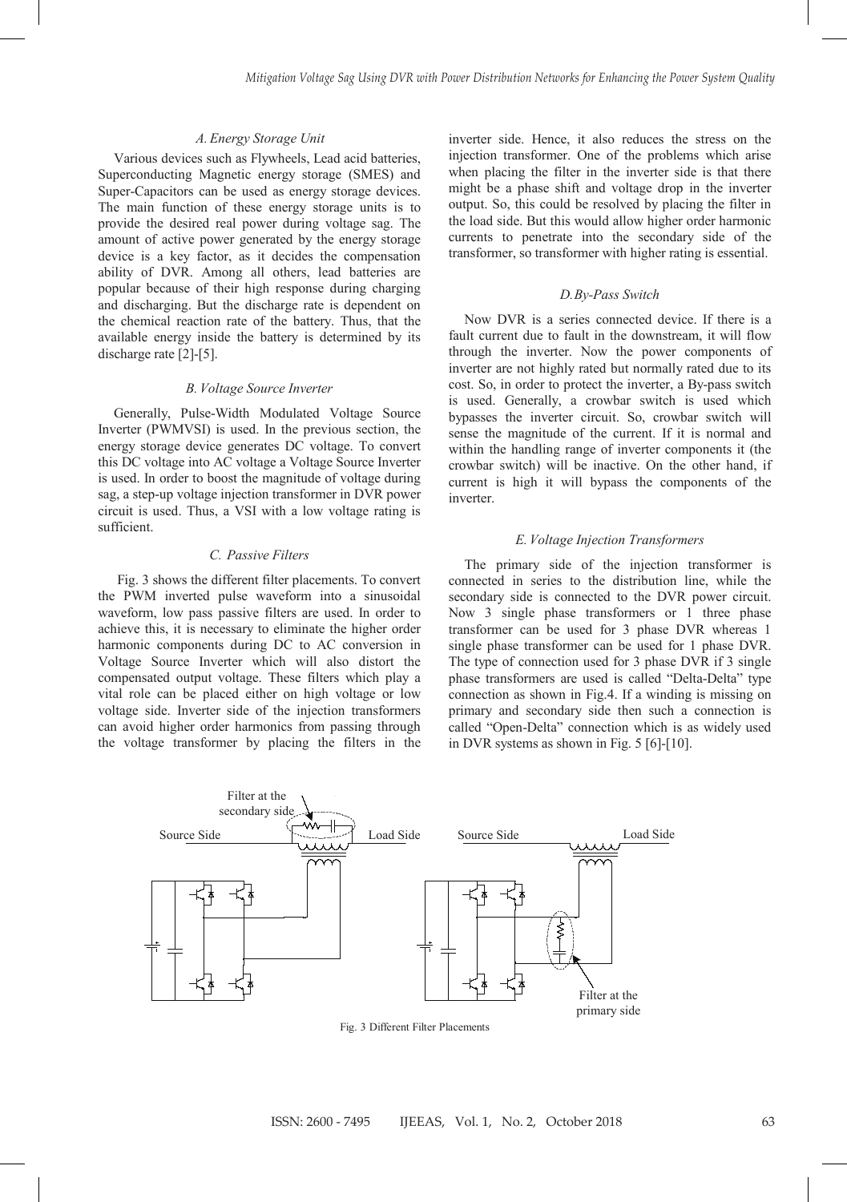### A. Energy Storage Unit

Various devices such as Flywheels, Lead acid batteries, Superconducting Magnetic energy storage (SMES) and Super-Capacitors can be used as energy storage devices. The main function of these energy storage units is to provide the desired real power during voltage sag. The amount of active power generated by the energy storage device is a key factor, as it decides the compensation ability of DVR. Among all others, lead batteries are popular because of their high response during charging and discharging. But the discharge rate is dependent on the chemical reaction rate of the battery. Thus, that the available energy inside the battery is determined by its discharge rate [2]-[5].

### B. Voltage Source Inverter

Generally, Pulse-Width Modulated Voltage Source Inverter (PWMVSI) is used. In the previous section, the energy storage device generates DC voltage. To convert this DC voltage into AC voltage a Voltage Source Inverter is used. In order to boost the magnitude of voltage during sag, a step-up voltage injection transformer in DVR power circuit is used. Thus, a VSI with a low voltage rating is sufficient.

### C. Passive Filters

Fig. 3 shows the different filter placements. To convert the PWM inverted pulse waveform into a sinusoidal waveform, low pass passive filters are used. In order to achieve this, it is necessary to eliminate the higher order harmonic components during DC to AC conversion in Voltage Source Inverter which will also distort the compensated output voltage. These filters which play a vital role can be placed either on high voltage or low voltage side. Inverter side of the injection transformers can avoid higher order harmonics from passing through the voltage transformer by placing the filters in the inverter side. Hence, it also reduces the stress on the injection transformer. One of the problems which arise when placing the filter in the inverter side is that there might be a phase shift and voltage drop in the inverter output. So, this could be resolved by placing the filter in the load side. But this would allow higher order harmonic currents to penetrate into the secondary side of the transformer, so transformer with higher rating is essential.

### D. By-Pass Switch

Now DVR is a series connected device. If there is a fault current due to fault in the downstream, it will flow through the inverter. Now the power components of inverter are not highly rated but normally rated due to its cost. So, in order to protect the inverter, a By-pass switch is used. Generally, a crowbar switch is used which bypasses the inverter circuit. So, crowbar switch will sense the magnitude of the current. If it is normal and within the handling range of inverter components it (the crowbar switch) will be inactive. On the other hand, if current is high it will bypass the components of the inverter.

### E. Voltage Injection Transformers

The primary side of the injection transformer is connected in series to the distribution line, while the secondary side is connected to the DVR power circuit. Now 3 single phase transformers or 1 three phase transformer can be used for 3 phase DVR whereas 1 single phase transformer can be used for 1 phase DVR. The type of connection used for 3 phase DVR if 3 single phase transformers are used is called "Delta-Delta" type connection as shown in Fig.4. If a winding is missing on primary and secondary side then such a connection is called "Open-Delta" connection which is as widely used in DVR systems as shown in Fig. 5 [6]-[10].

Fig. 3 Different Filter Placements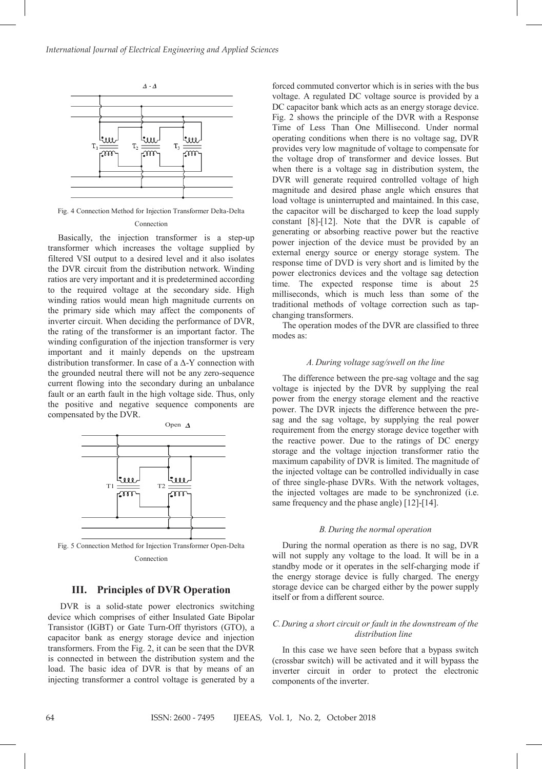Fig. 4 Connection Method for Injection Transformer Delta-Delta Connection

Basically, the injection transformer is a step-up transformer which increases the voltage supplied by filtered VSI output to a desired level and it also isolates the DVR circuit from the distribution network. Winding ratios are very important and it is predetermined according to the required voltage at the secondary side. High winding ratios would mean high magnitude currents on the primary side which may affect the components of inverter circuit. When deciding the performance of DVR, the rating of the transformer is an important factor. The winding configuration of the injection transformer is very important and it mainly depends on the upstream distribution transformer. In case of a Δ-Y connection with the grounded neutral there will not be any zero-sequence current flowing into the secondary during an unbalance fault or an earth fault in the high voltage side. Thus, only the positive and negative sequence components are compensated by the DVR.

Fig. 5 Connection Method for Injection Transformer Open-Delta Connection

## III. Principles of DVR Operation

DVR is a solid-state power electronics switching device which comprises of either Insulated Gate Bipolar Transistor (IGBT) or Gate Turn-Off thyristors (GTO), a capacitor bank as energy storage device and injection transformers. From the Fig. 2, it can be seen that the DVR is connected in between the distribution system and the load. The basic idea of DVR is that by means of an injecting transformer a control voltage is generated by a forced commuted convertor which is in series with the bus voltage. A regulated DC voltage source is provided by a DC capacitor bank which acts as an energy storage device. Fig. 2 shows the principle of the DVR with a Response Time of Less Than One Millisecond. Under normal operating conditions when there is no voltage sag, DVR provides very low magnitude of voltage to compensate for the voltage drop of transformer and device losses. But when there is a voltage sag in distribution system, the DVR will generate required controlled voltage of high magnitude and desired phase angle which ensures that load voltage is uninterrupted and maintained. In this case, the capacitor will be discharged to keep the load supply constant [8]-[12]. Note that the DVR is capable of generating or absorbing reactive power but the reactive power injection of the device must be provided by an external energy source or energy storage system. The response time of DVD is very short and is limited by the power electronics devices and the voltage sag detection time. The expected response time is about 25 milliseconds, which is much less than some of the traditional methods of voltage correction such as tap-changing transformers.

The operation modes of the DVR are classified to three modes as:

### *A. During voltage sag/swell on the line*

The difference between the pre-sag voltage and the sag voltage is injected by the DVR by supplying the real power from the energy storage element and the reactive power. The DVR injects the difference between the pre-sag and the sag voltage, by supplying the real power requirement from the energy storage device together with the reactive power. Due to the ratings of DC energy storage and the voltage injection transformer ratio the maximum capability of DVR is limited. The magnitude of the injected voltage can be controlled individually in case of three single-phase DVRs. With the network voltages, the injected voltages are made to be synchronized (i.e. same frequency and the phase angle) [12]-[14].

### *B. During the normal operation*

During the normal operation as there is no sag, DVR will not supply any voltage to the load. It will be in a standby mode or it operates in the self-charging mode if the energy storage device is fully charged. The energy storage device can be charged either by the power supply itself or from a different source.

### *C. During a short circuit or fault in the downstream of the distribution line*

In this case we have seen before that a bypass switch (crossbar switch) will be activated and it will bypass the inverter circuit in order to protect the electronic components of the inverter.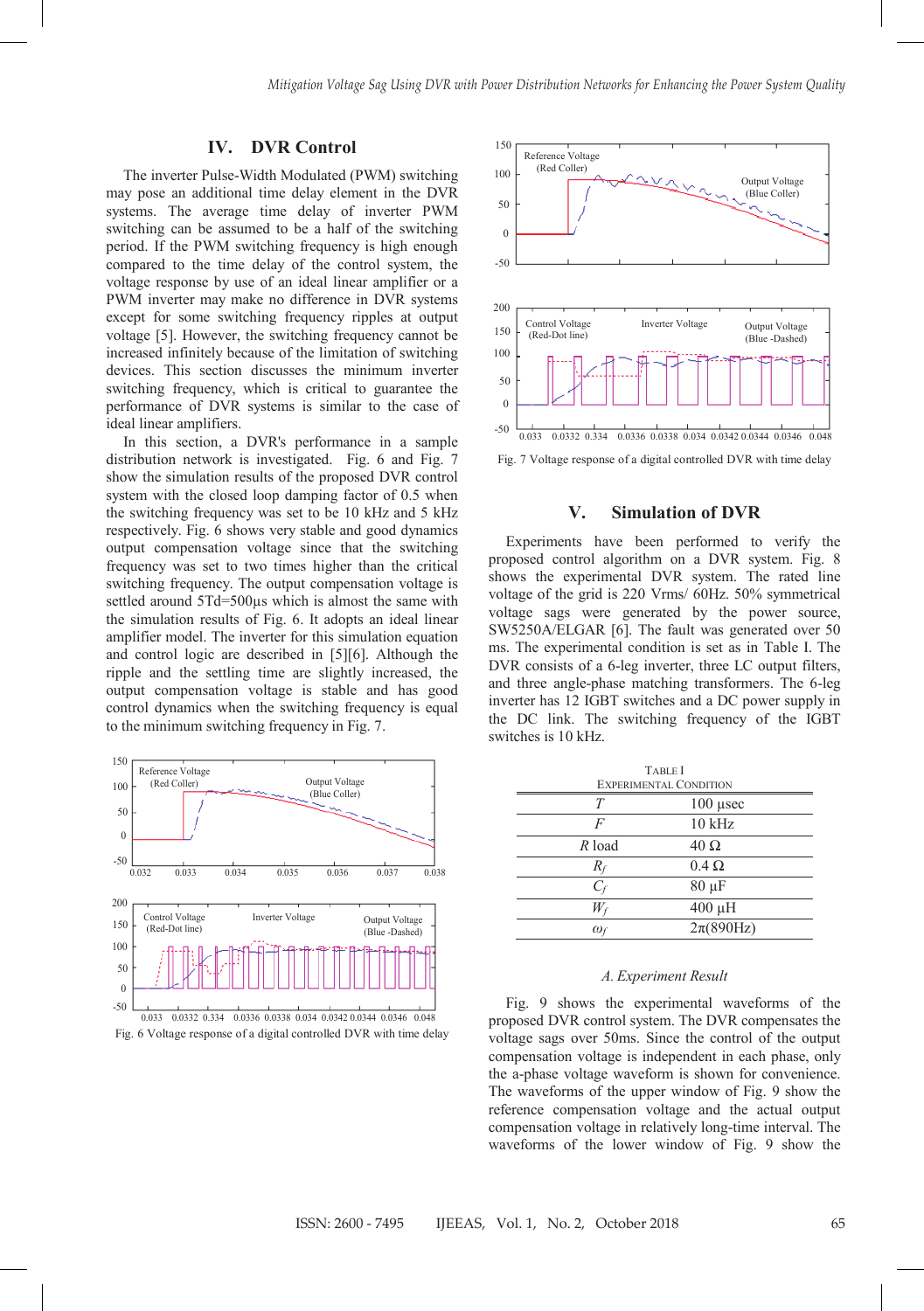## IV. DVR Control

The inverter Pulse-Width Modulated (PWM) switching may pose an additional time delay element in the DVR systems. The average time delay of inverter PWM switching can be assumed to be a half of the switching period. If the PWM switching frequency is high enough compared to the time delay of the control system, the voltage response by use of an ideal linear amplifier or a PWM inverter may make no difference in DVR systems except for some switching frequency ripples at output voltage [5]. However, the switching frequency cannot be increased infinitely because of the limitation of switching devices. This section discusses the minimum inverter switching frequency, which is critical to guarantee the performance of DVR systems is similar to the case of ideal linear amplifiers.

In this section, a DVR's performance in a sample distribution network is investigated. Fig. 6 and Fig. 7 show the simulation results of the proposed DVR control system with the closed loop damping factor of 0.5 when the switching frequency was set to be 10 kHz and 5 kHz respectively. Fig. 6 shows very stable and good dynamics output compensation voltage since that the switching frequency was set to two times higher than the critical switching frequency. The output compensation voltage is settled around 5Td=500µs which is almost the same with the simulation results of Fig. 6. It adopts an ideal linear amplifier model. The inverter for this simulation equation and control logic are described in [5][6]. Although the ripple and the settling time are slightly increased, the output compensation voltage is stable and has good control dynamics when the switching frequency is equal to the minimum switching frequency in Fig. 7.

Fig. 6 Voltage response of a digital controlled DVR with time delay

Fig. 7 Voltage response of a digital controlled DVR with time delay

## V. Simulation of DVR

Experiments have been performed to verify the proposed control algorithm on a DVR system. Fig. 8 shows the experimental DVR system. The rated line voltage of the grid is 220 Vrms/ 60Hz. 50% symmetrical voltage sags were generated by the power source, SW5250A/ELGAR [6]. The fault was generated over 50 ms. The experimental condition is set as in Table I. The DVR consists of a 6-leg inverter, three LC output filters, and three angle-phase matching transformers. The 6-leg inverter has 12 IGBT switches and a DC power supply in the DC link. The switching frequency of the IGBT switches is 10 kHz.

TABLE I
EXPERIMENTAL CONDITION

| | |
|---|---|
| $T$ | 100 µsec |
| $F$ | 10 kHz |
| $R$ load | 40 Ω |
| $R_f$ | 0.4 Ω |
| $C_f$ | 80 µF |
| $W_f$ | 400 µH |
| $\omega_f$ | 2π(890Hz) |

### A. Experiment Result

Fig. 9 shows the experimental waveforms of the proposed DVR control system. The DVR compensates the voltage sags over 50ms. Since the control of the output compensation voltage is independent in each phase, only the a-phase voltage waveform is shown for convenience. The waveforms of the upper window of Fig. 9 show the reference compensation voltage and the actual output compensation voltage in relatively long-time interval. The waveforms of the lower window of Fig. 9 show the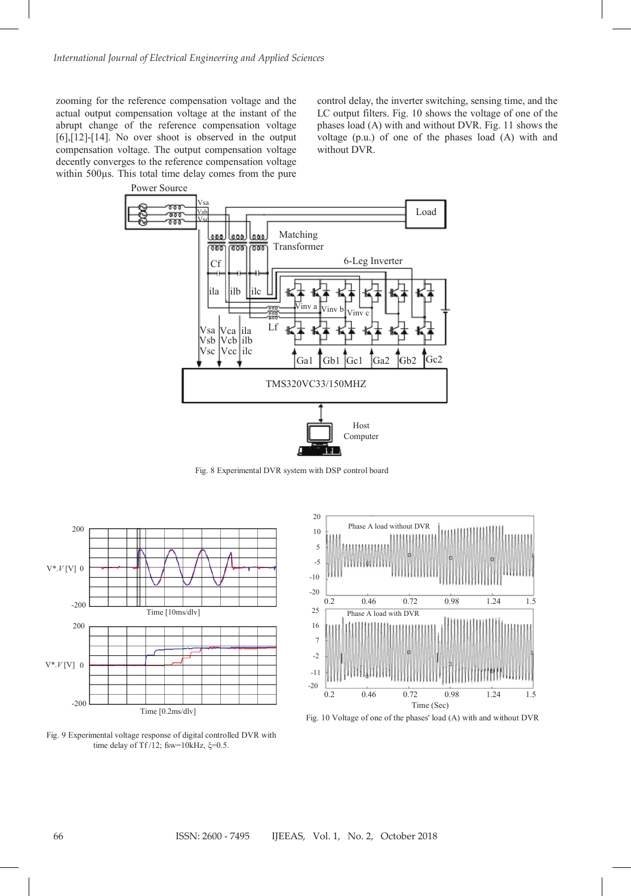zooming for the reference compensation voltage and the actual output compensation voltage at the instant of the abrupt change of the reference compensation voltage [6],[12]-[14]. No over shoot is observed in the output compensation voltage. The output compensation voltage decently converges to the reference compensation voltage within 500µs. This total time delay comes from the pure control delay, the inverter switching, sensing time, and the LC output filters. Fig. 10 shows the voltage of one of the phases load (A) with and without DVR. Fig. 11 shows the voltage (p.u.) of one of the phases load (A) with and without DVR.

Fig. 8 Experimental DVR system with DSP control board

Fig. 9 Experimental voltage response of digital controlled DVR with time delay of Tf /12; fsw=10kHz, ξ=0.5.

Fig. 10 Voltage of one of the phases' load (A) with and without DVR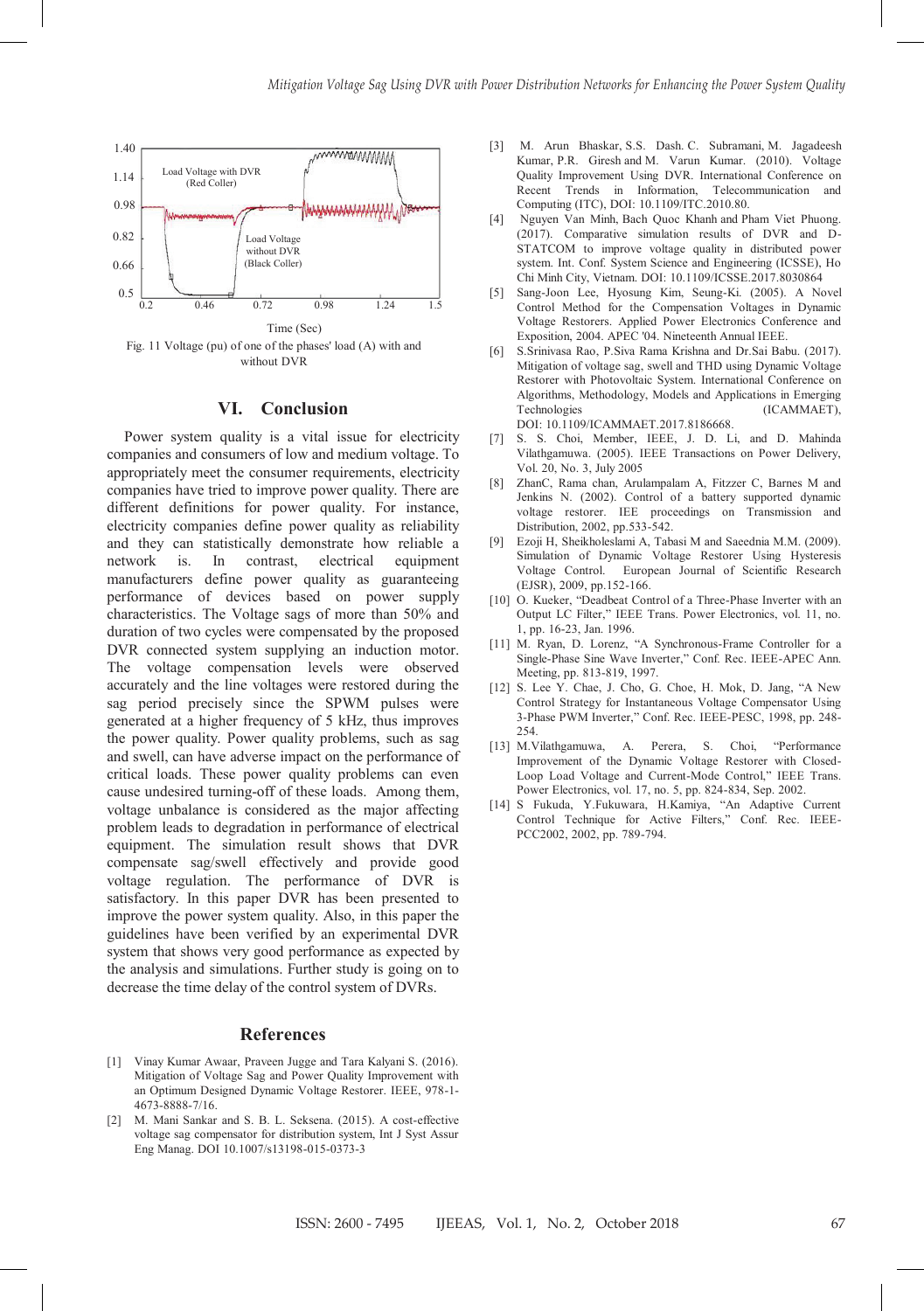1.40

1.14

0.98

0.82

0.66

0.5

0.2 0.46 0.72 0.98 1.24 1.5

Load Voltage with DVR (Red Coller)

Load Voltage without DVR (Black Coller)

Time (Sec)

Fig. 11 Voltage (pu) of one of the phases' load (A) with and without DVR

## VI. Conclusion

Power system quality is a vital issue for electricity companies and consumers of low and medium voltage. To appropriately meet the consumer requirements, electricity companies have tried to improve power quality. There are different definitions for power quality. For instance, electricity companies define power quality as reliability and they can statistically demonstrate how reliable a network is. In contrast, electrical equipment manufacturers define power quality as guaranteeing performance of devices based on power supply characteristics. The Voltage sags of more than 50% and duration of two cycles were compensated by the proposed DVR connected system supplying an induction motor. The voltage compensation levels were observed accurately and the line voltages were restored during the sag period precisely since the SPWM pulses were generated at a higher frequency of 5 kHz, thus improves the power quality. Power quality problems, such as sag and swell, can have adverse impact on the performance of critical loads. These power quality problems can even cause undesired turning-off of these loads. Among them, voltage unbalance is considered as the major affecting problem leads to degradation in performance of electrical equipment. The simulation result shows that DVR compensate sag/swell effectively and provide good voltage regulation. The performance of DVR is satisfactory. In this paper DVR has been presented to improve the power system quality. Also, in this paper the guidelines have been verified by an experimental DVR system that shows very good performance as expected by the analysis and simulations. Further study is going on to decrease the time delay of the control system of DVRs.

## References

[1] Vinay Kumar Awaar, Praveen Jugge and Tara Kalyani S. (2016). Mitigation of Voltage Sag and Power Quality Improvement with an Optimum Designed Dynamic Voltage Restorer. IEEE, 978-1-4673-8888-7/16.

[2] M. Mani Sankar and S. B. L. Seksena. (2015). A cost-effective voltage sag compensator for distribution system, Int J Syst Assur Eng Manag. DOI 10.1007/s13198-015-0373-3

[3] M. Arun Bhaskar, S.S. Dash. C. Subramani, M. Jagadeesh Kumar, P.R. Giresh and M. Varun Kumar. (2010). Voltage Quality Improvement Using DVR. International Conference on Recent Trends in Information, Telecommunication and Computing (ITC), DOI: 10.1109/ITC.2010.80.

[4] Nguyen Van Minh, Bach Quoc Khanh and Pham Viet Phuong. (2017). Comparative simulation results of DVR and D-STATCOM to improve voltage quality in distributed power system. Int. Conf. System Science and Engineering (ICSSE), Ho Chi Minh City, Vietnam. DOI: 10.1109/ICSSE.2017.8030864

[5] Sang-Joon Lee, Hyosung Kim, Seung-Ki. (2005). A Novel Control Method for the Compensation Voltages in Dynamic Voltage Restorers. Applied Power Electronics Conference and Exposition, 2004. APEC '04. Nineteenth Annual IEEE.

[6] S.Srinivasa Rao, P.Siva Rama Krishna and Dr.Sai Babu. (2017). Mitigation of voltage sag, swell and THD using Dynamic Voltage Restorer with Photovoltaic System. International Conference on Algorithms, Methodology, Models and Applications in Emerging Technologies (ICAMMAET), DOI: 10.1109/ICAMMAET.2017.8186668.

[7] S. S. Choi, Member, IEEE, J. D. Li, and D. Mahinda Vilathgamuwa. (2005). IEEE Transactions on Power Delivery, Vol. 20, No. 3, July 2005

[8] ZhanC, Rama chan, Arulampalam A, Fitzzer C, Barnes M and Jenkins N. (2002). Control of a battery supported dynamic voltage restorer. IEE proceedings on Transmission and Distribution, 2002, pp.533-542.

[9] Ezoji H, Sheikholeslami A, Tabasi M and Saeednia M.M. (2009). Simulation of Dynamic Voltage Restorer Using Hysteresis Voltage Control. European Journal of Scientific Research (EJSR), 2009, pp.152-166.

[10] O. Kueker, "Deadbeat Control of a Three-Phase Inverter with an Output LC Filter," IEEE Trans. Power Electronics, vol. 11, no. 1, pp. 16-23, Jan. 1996.

[11] M. Ryan, D. Lorenz, "A Synchronous-Frame Controller for a Single-Phase Sine Wave Inverter," Conf. Rec. IEEE-APEC Ann. Meeting, pp. 813-819, 1997.

[12] S. Lee Y. Chae, J. Cho, G. Choe, H. Mok, D. Jang, "A New Control Strategy for Instantaneous Voltage Compensator Using 3-Phase PWM Inverter," Conf. Rec. IEEE-PESC, 1998, pp. 248-254.

[13] M.Vilathgamuwa, A. Perera, S. Choi, "Performance Improvement of the Dynamic Voltage Restorer with Closed-Loop Load Voltage and Current-Mode Control," IEEE Trans. Power Electronics, vol. 17, no. 5, pp. 824-834, Sep. 2002.

[14] S Fukuda, Y.Fukuwara, H.Kamiya, "An Adaptive Current Control Technique for Active Filters," Conf. Rec. IEEE-PCC2002, 2002, pp. 789-794.